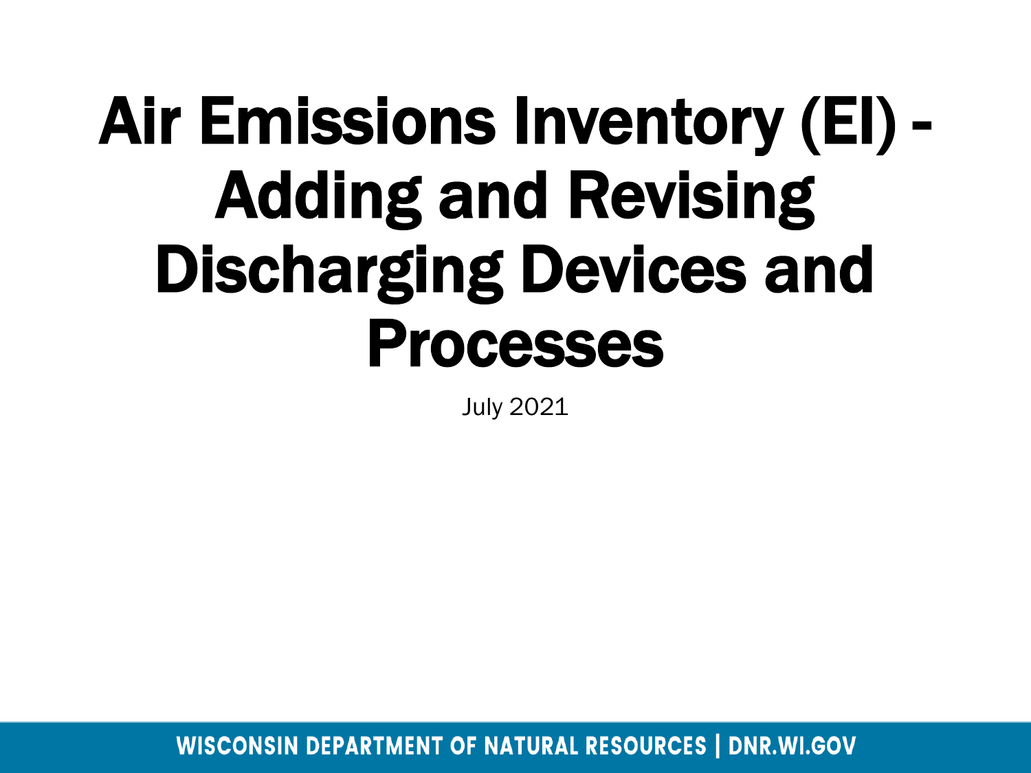# Air Emissions Inventory (EI) - Adding and Revising Discharging Devices and Processes

July 2021

WISCONSIN DEPARTMENT OF NATURAL RESOURCES | DNR.WI.GOV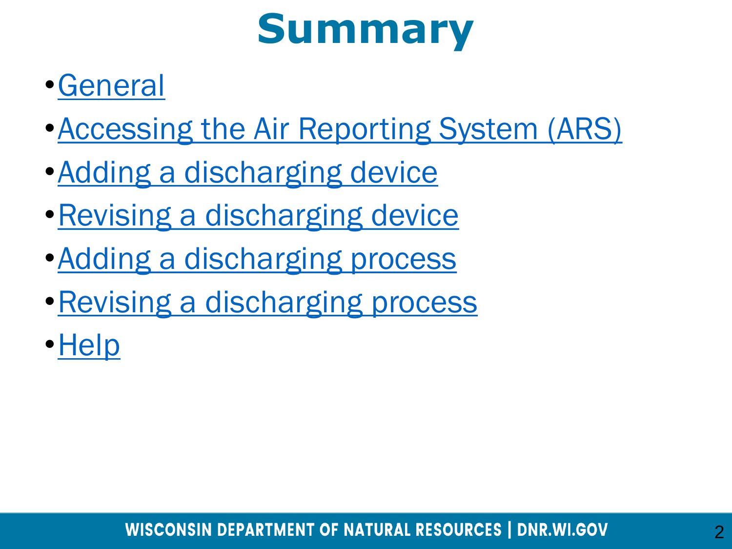# Summary

- General
- Accessing the Air Reporting System (ARS)
- Adding a discharging device
- Revising a discharging device
- Adding a discharging process
- Revising a discharging process
- Help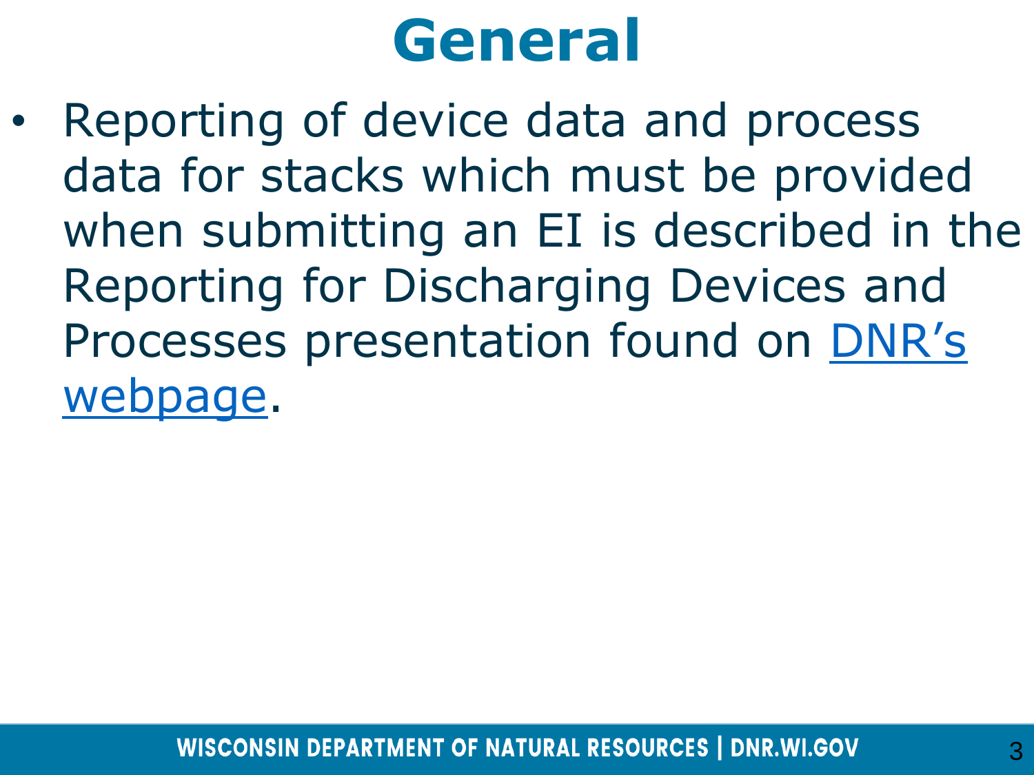# General

- Reporting of device data and process data for stacks which must be provided when submitting an EI is described in the Reporting for Discharging Devices and Processes presentation found on DNR's webpage.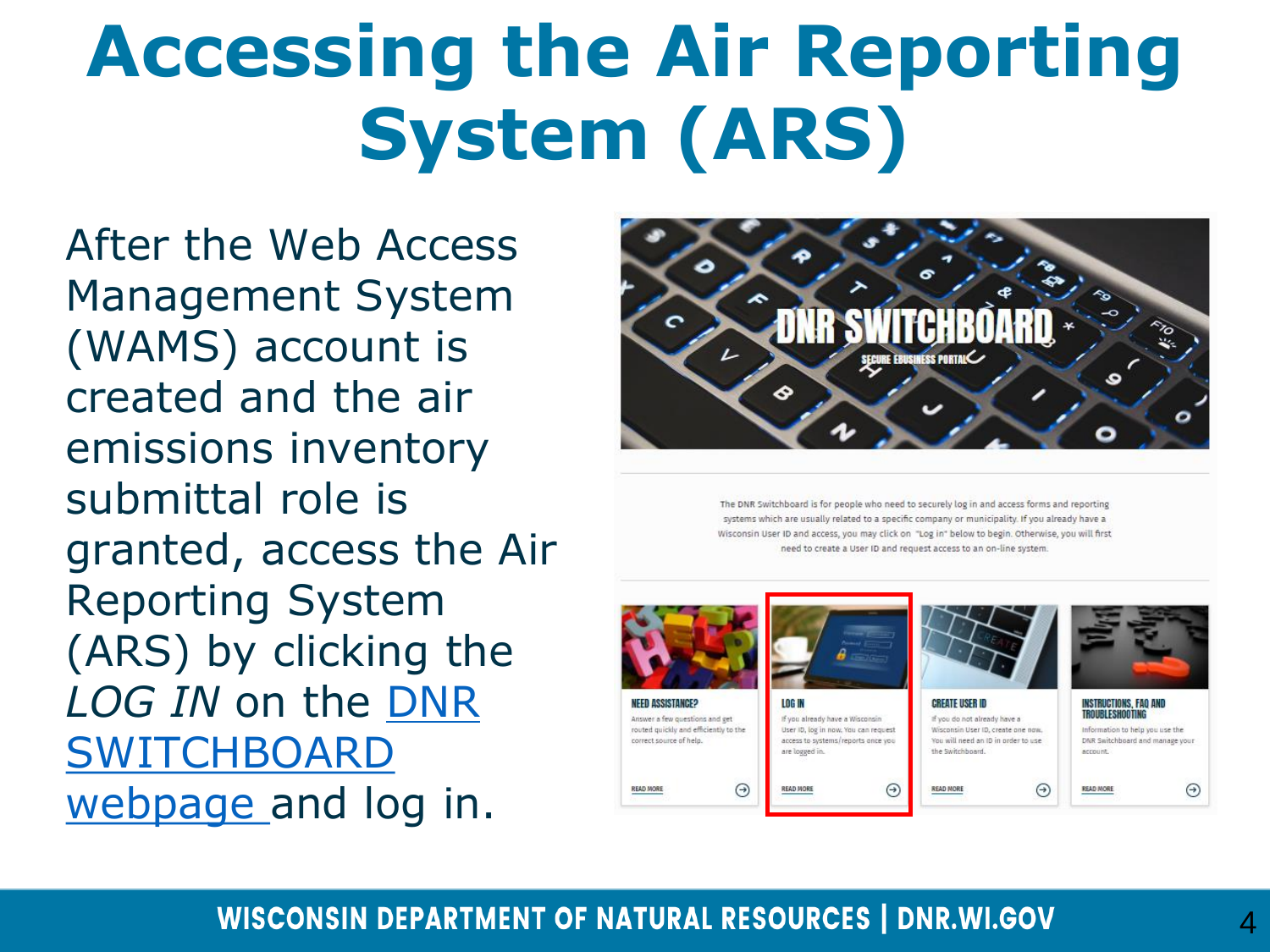# Accessing the Air Reporting System (ARS)

After the Web Access Management System (WAMS) account is created and the air emissions inventory submittal role is granted, access the Air Reporting System (ARS) by clicking the *LOG IN* on the DNR SWITCHBOARD webpage and log in.

DNR SWITCHBOARD

SECURE EBUSINESS PORTAL

The DNR Switchboard is for people who need to securely log in and access forms and reporting systems which are usually related to a specific company or municipality. If you already have a Wisconsin User ID and access, you may click on "Log in" below to begin. Otherwise, you will first need to create a User ID and request access to an on-line system.

**NEED ASSISTANCE?**

Answer a few questions and get routed quickly and efficiently to the correct source of help.

READ MORE

**LOG IN**

If you already have a Wisconsin User ID, log in now. You can request access to systems/reports once you are logged in.

READ MORE

**CREATE USER ID**

If you do not already have a Wisconsin User ID, create one now. You will need an ID in order to use the Switchboard.

READ MORE

**INSTRUCTIONS, FAQ AND TROUBLESHOOTING**

Information to help you use the DNR Switchboard and manage your account.

READ MORE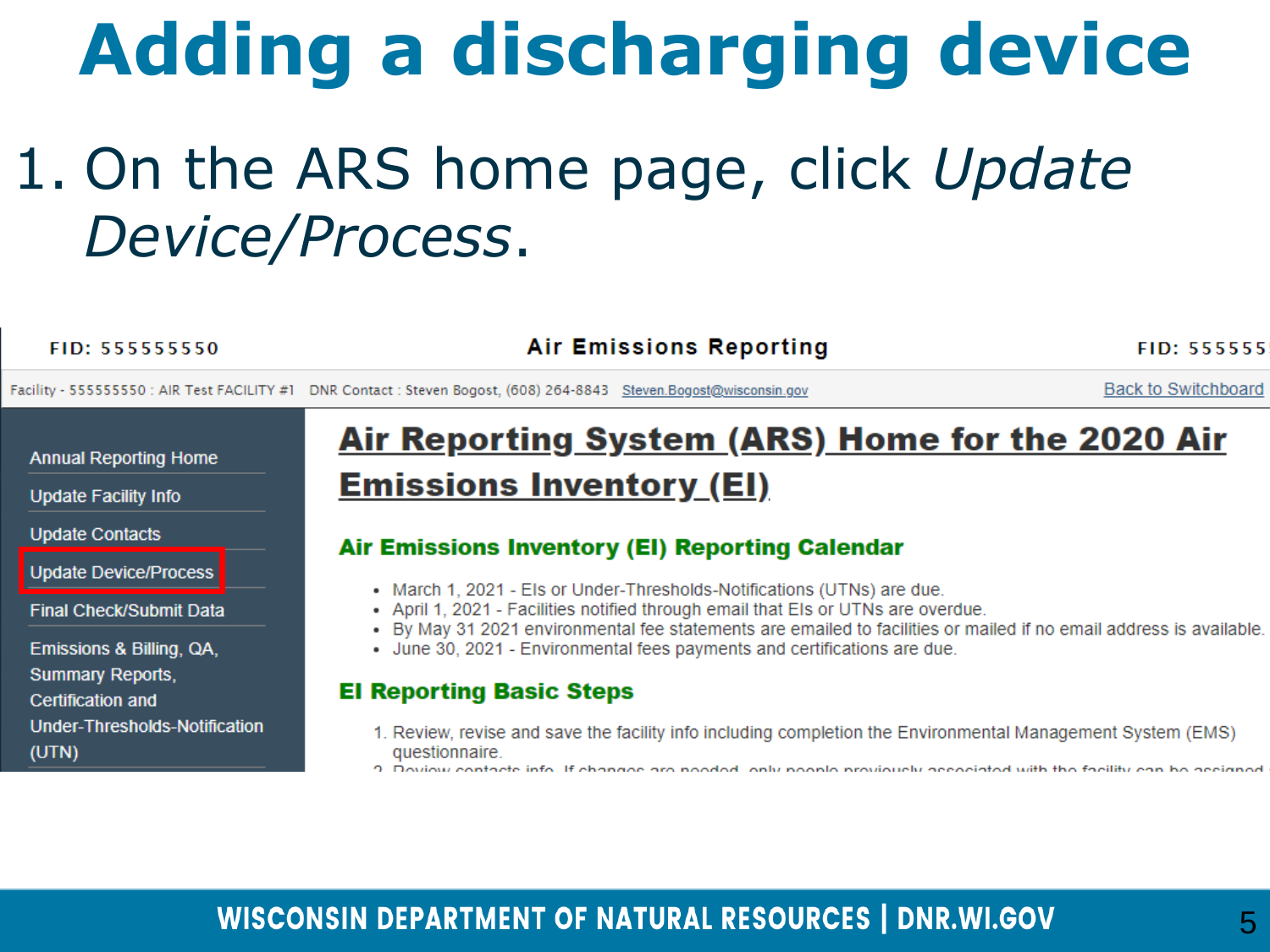# Adding a discharging device

1. On the ARS home page, click *Update Device/Process*.

FID: 555555550 | Air Emissions Reporting | FID: 555555

Facility - 555555550 : AIR Test FACILITY #1 DNR Contact : Steven Bogost, (608) 264-8843 Steven.Bogost@wisconsin.gov | Back to Switchboard

- Annual Reporting Home
- Update Facility Info
- Update Contacts
- Update Device/Process
- Final Check/Submit Data
- Emissions & Billing, QA, Summary Reports, Certification and Under-Thresholds-Notification (UTN)

## Air Reporting System (ARS) Home for the 2020 Air Emissions Inventory (EI)

### Air Emissions Inventory (EI) Reporting Calendar

- March 1, 2021 - EIs or Under-Thresholds-Notifications (UTNs) are due.
- April 1, 2021 - Facilities notified through email that EIs or UTNs are overdue.
- By May 31 2021 environmental fee statements are emailed to facilities or mailed if no email address is available.
- June 30, 2021 - Environmental fees payments and certifications are due.

### EI Reporting Basic Steps

1. Review, revise and save the facility info including completion the Environmental Management System (EMS) questionnaire.
2. Review contacts info. If changes are needed, only people previously associated with the facility can be assigned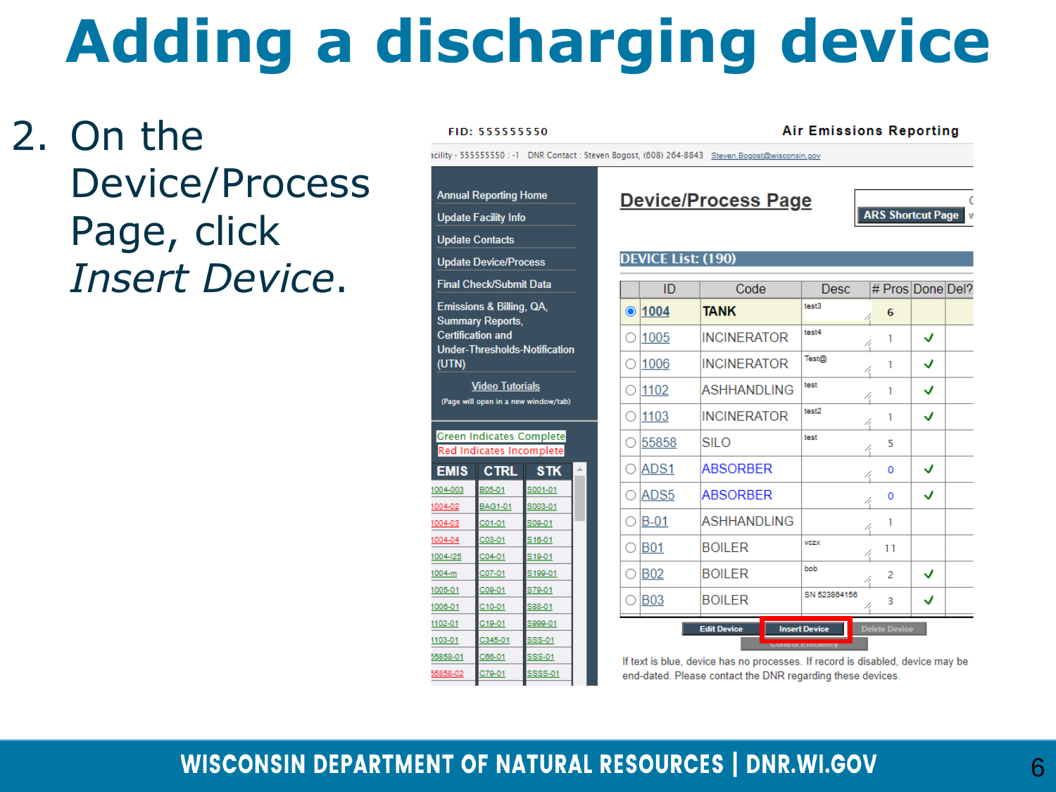# Adding a discharging device

2. On the Device/Process Page, click *Insert Device*.

FID: 555555550 Air Emissions Reporting

acility - 555555550 : -1 DNR Contact : Steven Bogost, (608) 264-8843 Steven.Bogost@wisconsin.gov

Annual Reporting Home
Update Facility Info
Update Contacts
Update Device/Process
Final Check/Submit Data
Emissions & Billing, QA, Summary Reports, Certification and Under-Thresholds-Notification (UTN)
Video Tutorials
(Page will open in a new window/tab)

Green Indicates Complete
Red Indicates Incomplete

| EMIS | CTRL | STK |
|---|---|---|
| 1004-003 | B05-01 | S001-01 |
| 1004-02 | BAG1-01 | S003-01 |
| 1004-03 | C01-01 | S09-01 |
| 1004-04 | C03-01 | S16-01 |
| 1004-I25 | C04-01 | S19-01 |
| 1004-m | C07-01 | S199-01 |
| 1005-01 | C09-01 | S79-01 |
| 1006-01 | C10-01 | S88-01 |
| 1102-01 | C19-01 | S999-01 |
| 1103-01 | C345-01 | SSS-01 |
| 55858-01 | C66-01 | SSS-01 |
| 55858-02 | C79-01 | SSSS-01 |

## Device/Process Page

ARS Shortcut Page

DEVICE List: (190)

| ID | Code | Desc | # Pros | Done | Del? |
|---|---|---|---|---|---|
| 1004 | TANK | test3 | 6 | | |
| 1005 | INCINERATOR | test4 | 1 | ✓ | |
| 1006 | INCINERATOR | Test@ | 1 | ✓ | |
| 1102 | ASHHANDLING | test | 1 | ✓ | |
| 1103 | INCINERATOR | test2 | 1 | ✓ | |
| 55858 | SILO | test | 5 | | |
| ADS1 | ABSORBER | | 0 | ✓ | |
| ADS5 | ABSORBER | | 0 | ✓ | |
| B-01 | ASHHANDLING | | 1 | | |
| B01 | BOILER | vczx | 11 | | |
| B02 | BOILER | bob | 2 | ✓ | |
| B03 | BOILER | SN 523864156 | 3 | ✓ | |

Edit Device | Insert Device | Delete Device

Control Efficiency

If text is blue, device has no processes. If record is disabled, device may be end-dated. Please contact the DNR regarding these devices.

WISCONSIN DEPARTMENT OF NATURAL RESOURCES | DNR.WI.GOV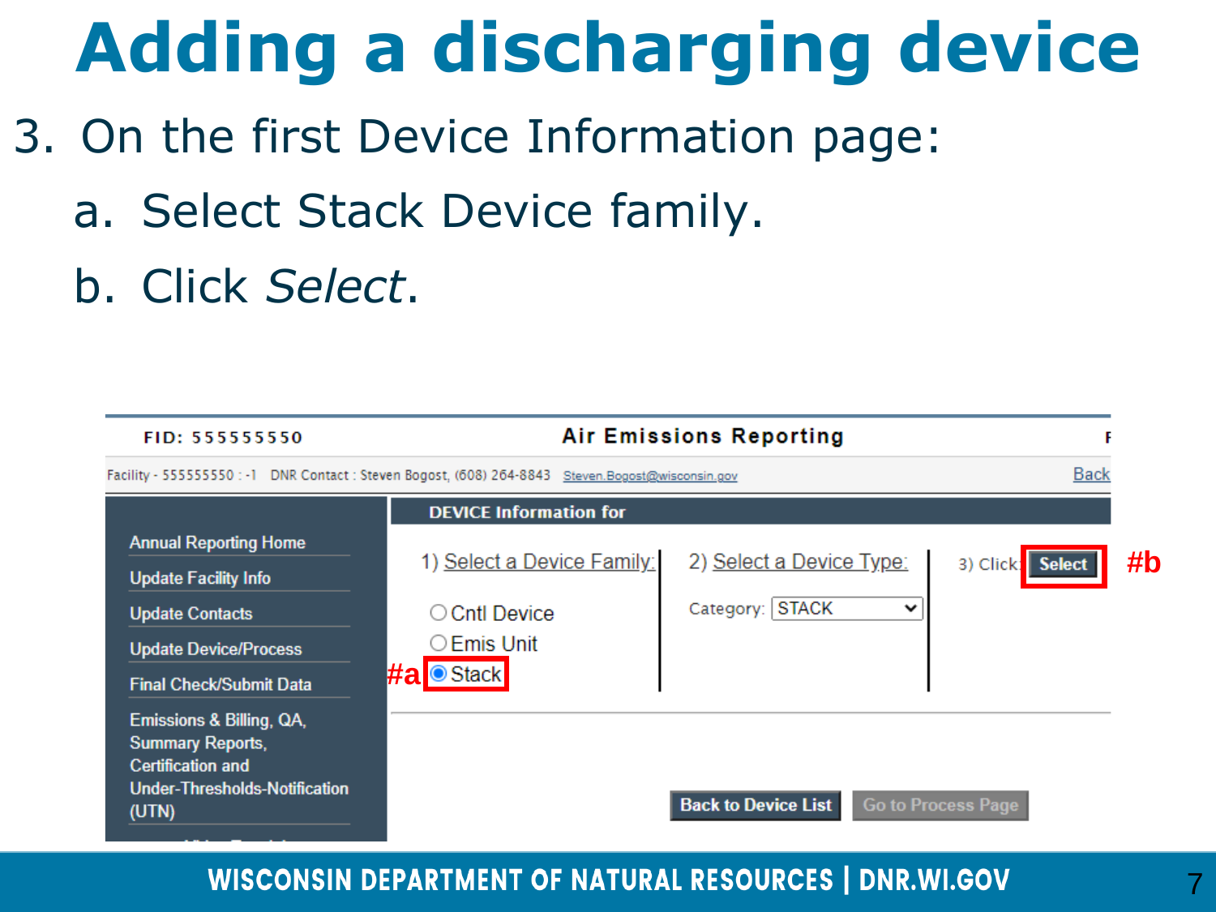# Adding a discharging device

3. On the first Device Information page:
   a. Select Stack Device family.
   b. Click *Select*.

FID: 555555550 Air Emissions Reporting

Facility - 555555550 : -1 DNR Contact : Steven Bogost, (608) 264-8843 Steven.Bogost@wisconsin.gov Back

- Annual Reporting Home
- Update Facility Info
- Update Contacts
- Update Device/Process
- Final Check/Submit Data
- Emissions & Billing, QA, Summary Reports, Certification and Under-Thresholds-Notification (UTN)

DEVICE Information for

1) Select a Device Family:
- Cntl Device
- Emis Unit
- #a Stack

2) Select a Device Type:

Category: STACK

3) Click: Select #b

Back to Device List | Go to Process Page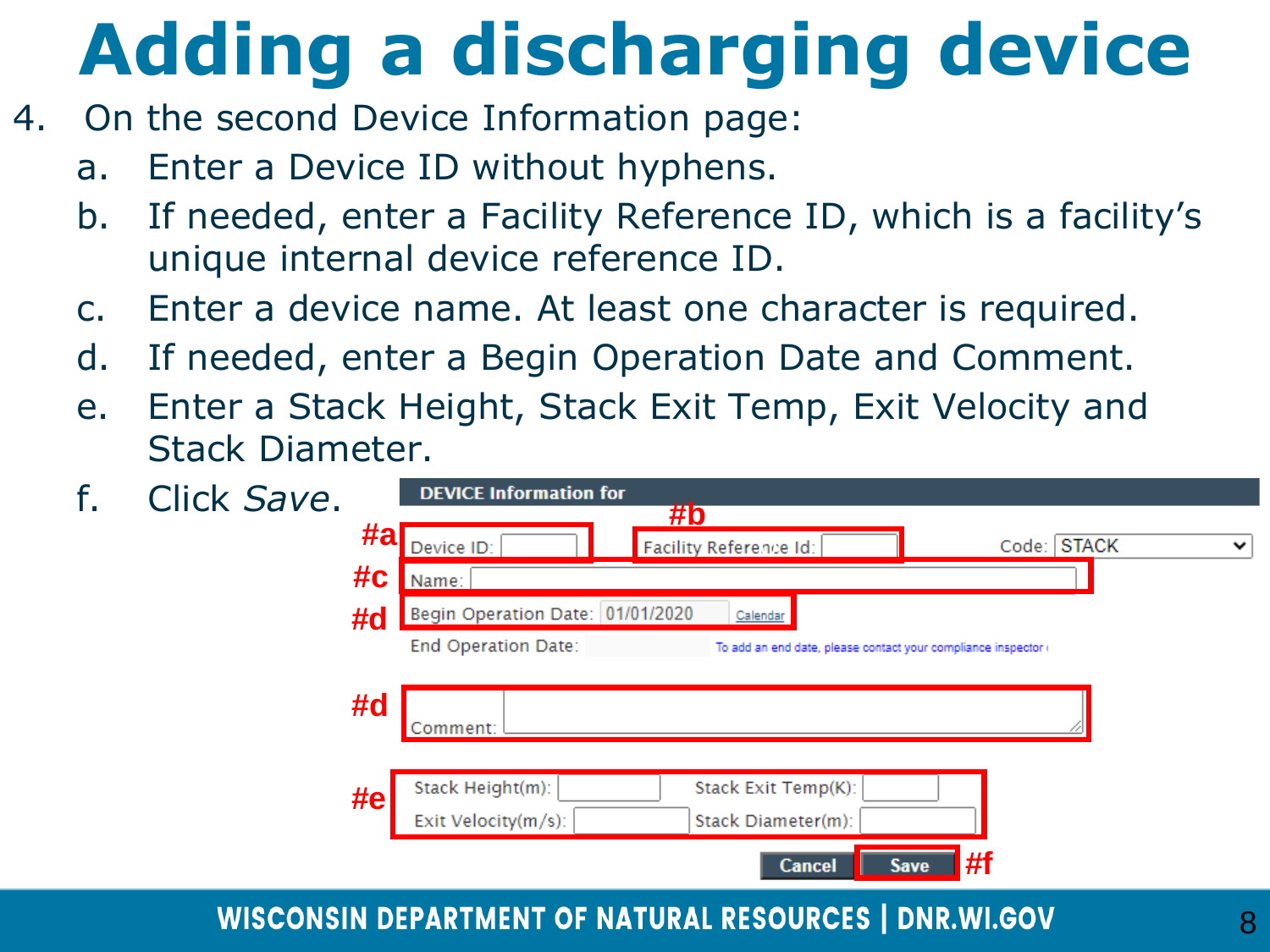# Adding a discharging device

4. On the second Device Information page:
   a. Enter a Device ID without hyphens.
   b. If needed, enter a Facility Reference ID, which is a facility's unique internal device reference ID.
   c. Enter a device name. At least one character is required.
   d. If needed, enter a Begin Operation Date and Comment.
   e. Enter a Stack Height, Stack Exit Temp, Exit Velocity and Stack Diameter.
   f. Click *Save*.

**DEVICE Information for**

#a Device ID: | #b Facility Reference Id: | Code: STACK

#c Name:

#d Begin Operation Date: 01/01/2020 Calendar

End Operation Date: To add an end date, please contact your compliance inspector

#d Comment:

#e Stack Height(m): | Stack Exit Temp(K): | Exit Velocity(m/s): | Stack Diameter(m):

Cancel | Save #f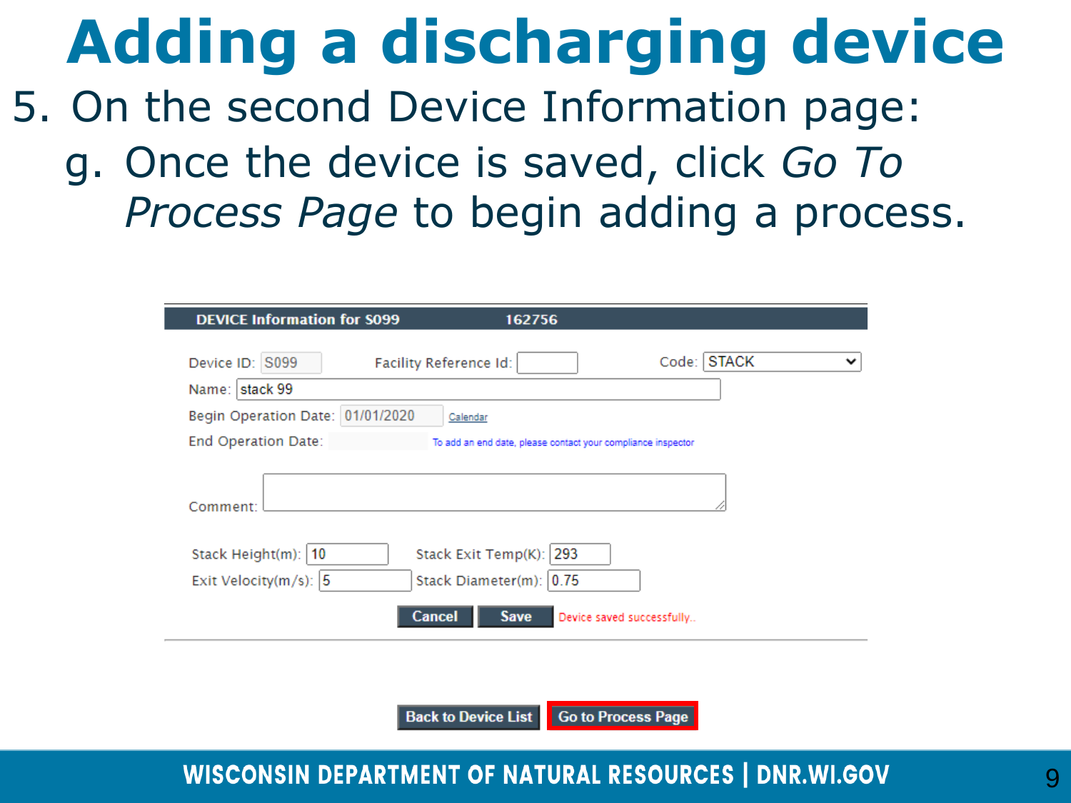# Adding a discharging device

5. On the second Device Information page:
   g. Once the device is saved, click *Go To Process Page* to begin adding a process.

**DEVICE Information for S099** 162756

Device ID: S099 Facility Reference Id: Code: STACK

Name: stack 99

Begin Operation Date: 01/01/2020 Calendar

End Operation Date: To add an end date, please contact your compliance inspector

Comment:

Stack Height(m): 10 Stack Exit Temp(K): 293

Exit Velocity(m/s): 5 Stack Diameter(m): 0.75

Cancel Save Device saved successfully..

Back to Device List | Go to Process Page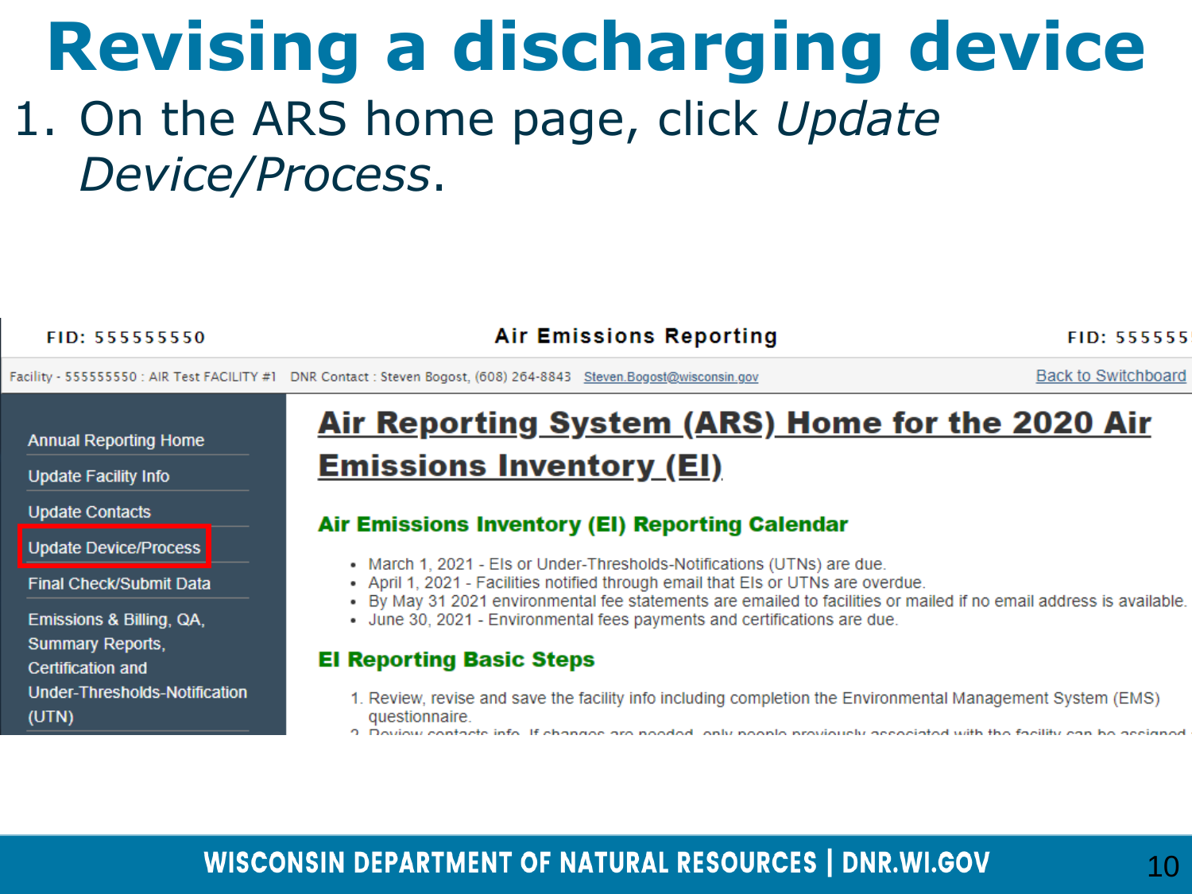# Revising a discharging device

1. On the ARS home page, click *Update Device/Process*.

FID: 555555550 | Air Emissions Reporting | FID: 555555

Facility - 555555550 : AIR Test FACILITY #1 DNR Contact : Steven Bogost, (608) 264-8843 Steven.Bogost@wisconsin.gov Back to Switchboard

- Annual Reporting Home
- Update Facility Info
- Update Contacts
- Update Device/Process
- Final Check/Submit Data
- Emissions & Billing, QA, Summary Reports, Certification and Under-Thresholds-Notification (UTN)

## Air Reporting System (ARS) Home for the 2020 Air Emissions Inventory (EI)

### Air Emissions Inventory (EI) Reporting Calendar

- March 1, 2021 - EIs or Under-Thresholds-Notifications (UTNs) are due.
- April 1, 2021 - Facilities notified through email that EIs or UTNs are overdue.
- By May 31 2021 environmental fee statements are emailed to facilities or mailed if no email address is available.
- June 30, 2021 - Environmental fees payments and certifications are due.

### EI Reporting Basic Steps

1. Review, revise and save the facility info including completion the Environmental Management System (EMS) questionnaire.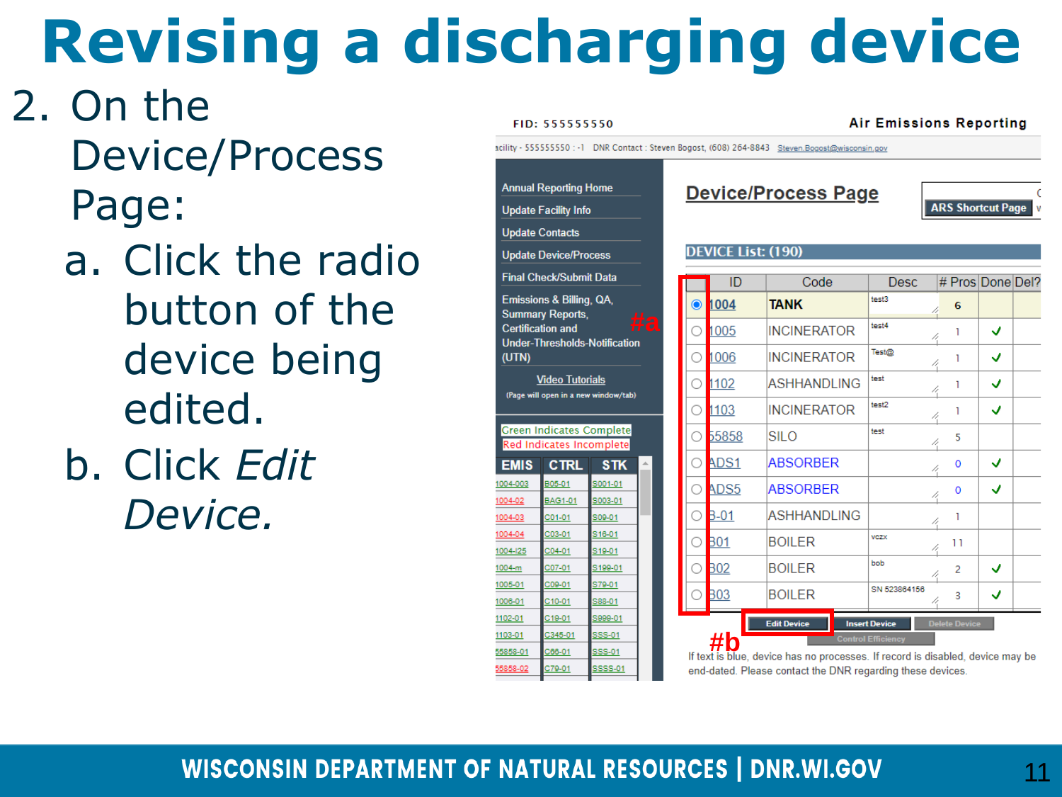# Revising a discharging device

2. On the Device/Process Page:
   a. Click the radio button of the device being edited.
   b. Click *Edit Device.*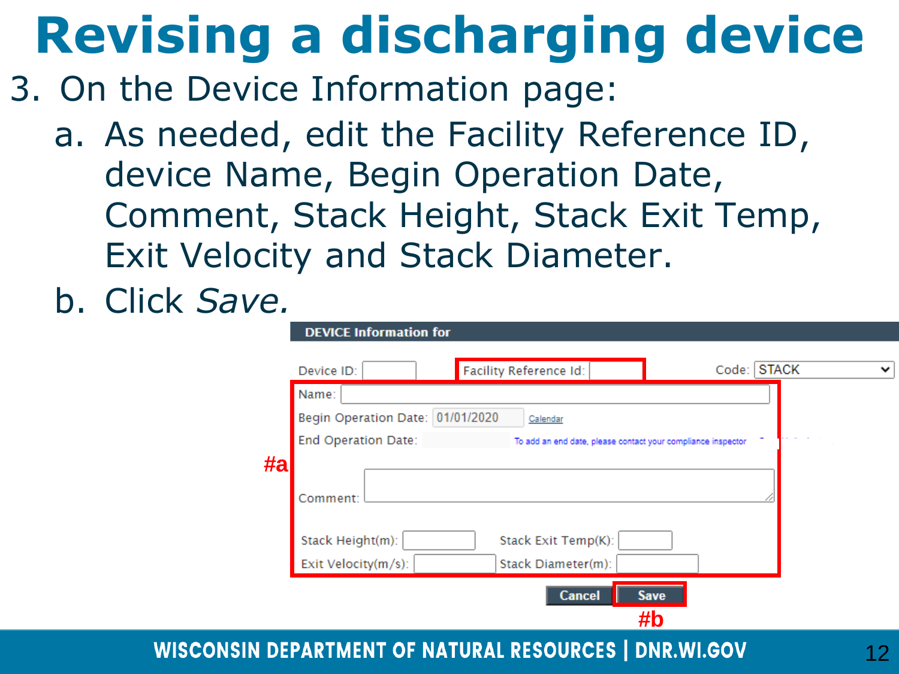# Revising a discharging device

3. On the Device Information page:
   a. As needed, edit the Facility Reference ID, device Name, Begin Operation Date, Comment, Stack Height, Stack Exit Temp, Exit Velocity and Stack Diameter.
   b. Click *Save.*

**DEVICE Information for**

Device ID: | Facility Reference Id: | Code: STACK

Name:

Begin Operation Date: 01/01/2020 Calendar

End Operation Date: To add an end date, please contact your compliance inspector

#a

Comment:

Stack Height(m): | Stack Exit Temp(K):

Exit Velocity(m/s): | Stack Diameter(m):

Cancel | Save

#b

WISCONSIN DEPARTMENT OF NATURAL RESOURCES | DNR.WI.GOV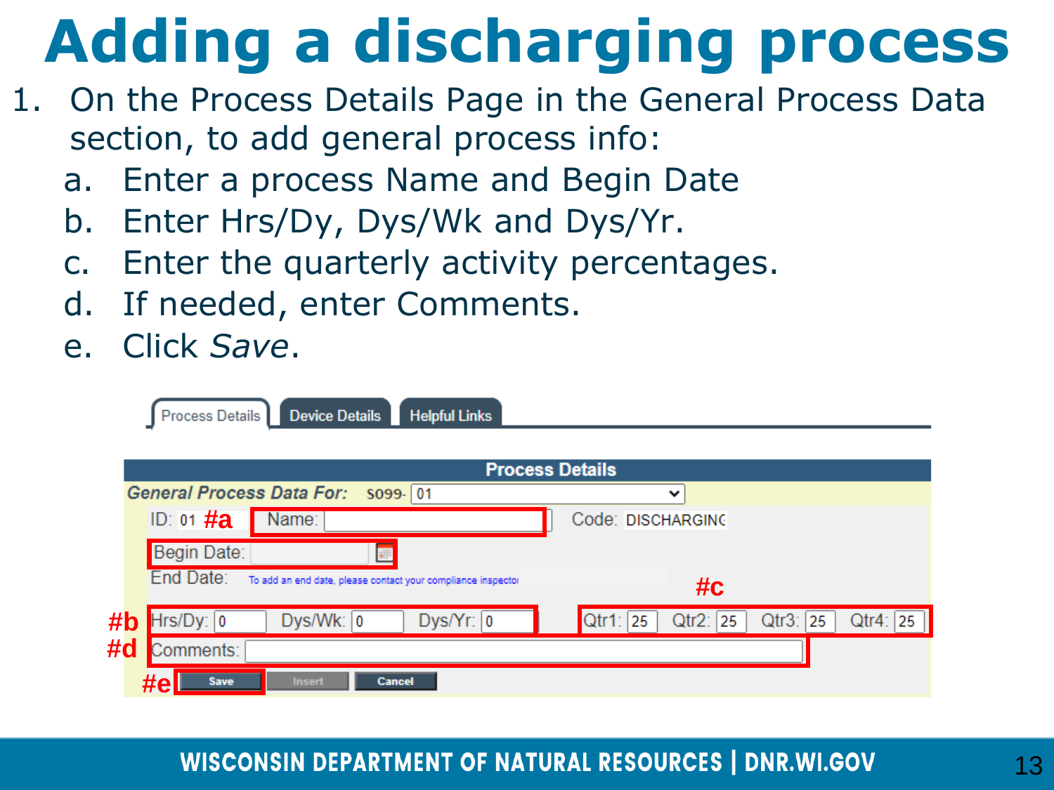# Adding a discharging process

1. On the Process Details Page in the General Process Data section, to add general process info:
   a. Enter a process Name and Begin Date
   b. Enter Hrs/Dy, Dys/Wk and Dys/Yr.
   c. Enter the quarterly activity percentages.
   d. If needed, enter Comments.
   e. Click *Save*.

Process Details | Device Details | Helpful Links

**Process Details**

*General Process Data For:* S099- 01

ID: 01 **#a** Name: Code: DISCHARGING

Begin Date:

End Date: To add an end date, please contact your compliance inspector

**#b** Hrs/Dy: 0 Dys/Wk: 0 Dys/Yr: 0

**#c** Qtr1: 25 Qtr2: 25 Qtr3: 25 Qtr4: 25

**#d** Comments:

**#e** Save | Insert | Cancel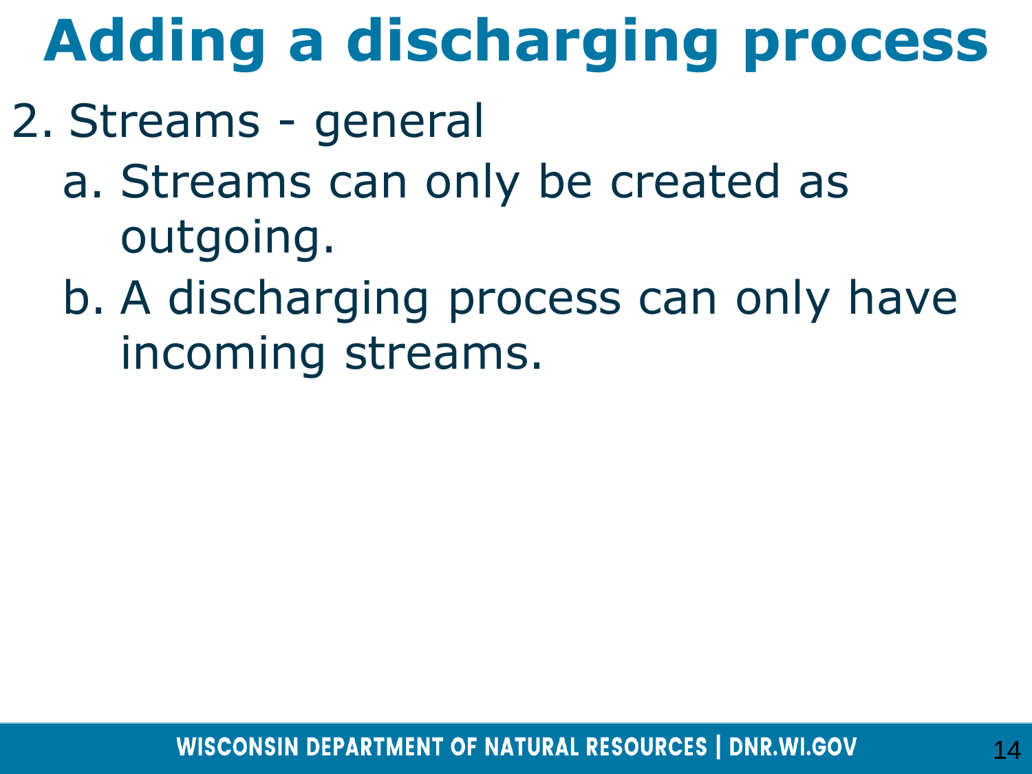# Adding a discharging process

2. Streams - general
   a. Streams can only be created as outgoing.
   b. A discharging process can only have incoming streams.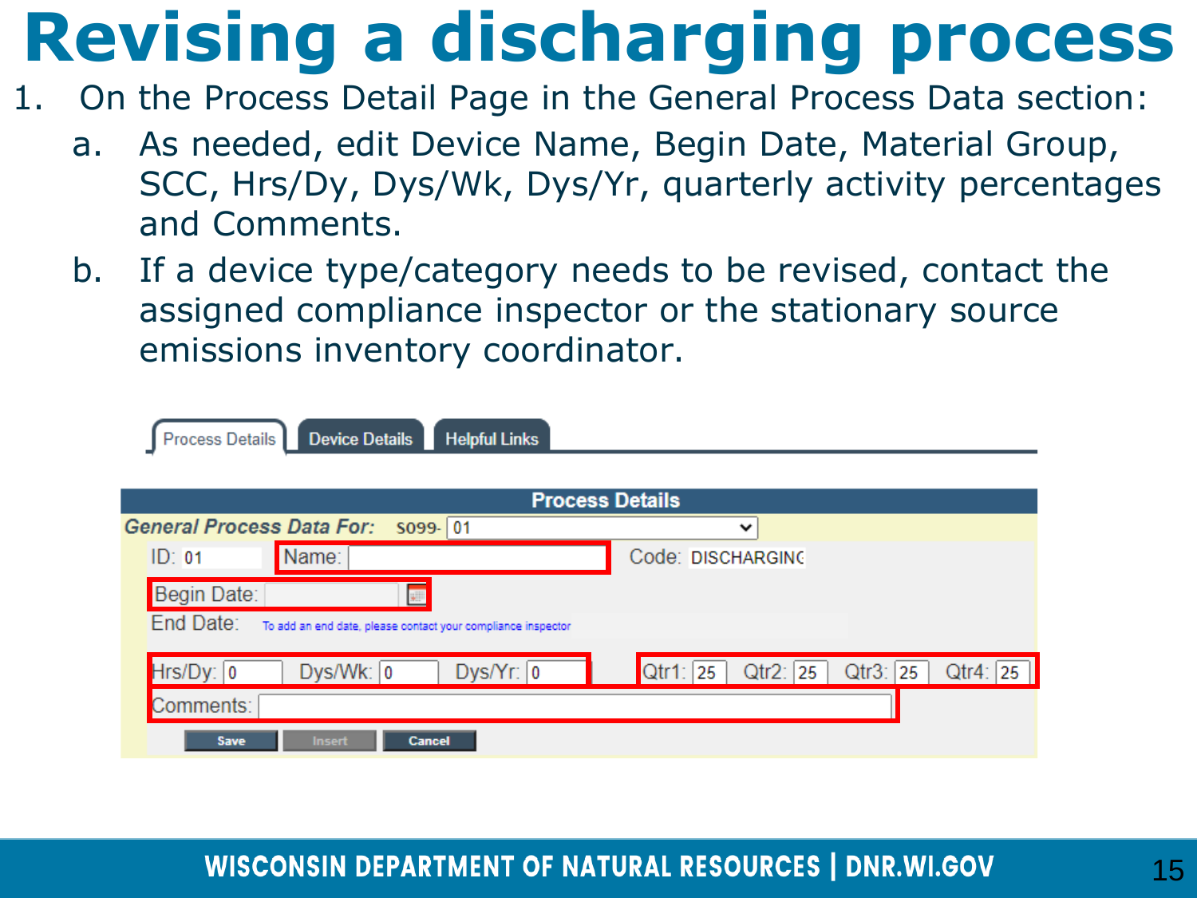# Revising a discharging process

1. On the Process Detail Page in the General Process Data section:
   a. As needed, edit Device Name, Begin Date, Material Group, SCC, Hrs/Dy, Dys/Wk, Dys/Yr, quarterly activity percentages and Comments.
   b. If a device type/category needs to be revised, contact the assigned compliance inspector or the stationary source emissions inventory coordinator.

Process Details | Device Details | Helpful Links

**Process Details**

*General Process Data For:* S099- 01

ID: 01 Name: Code: DISCHARGING

Begin Date:

End Date: To add an end date, please contact your compliance inspector

Hrs/Dy: 0 Dys/Wk: 0 Dys/Yr: 0 Qtr1: 25 Qtr2: 25 Qtr3: 25 Qtr4: 25

Comments:

Save Insert Cancel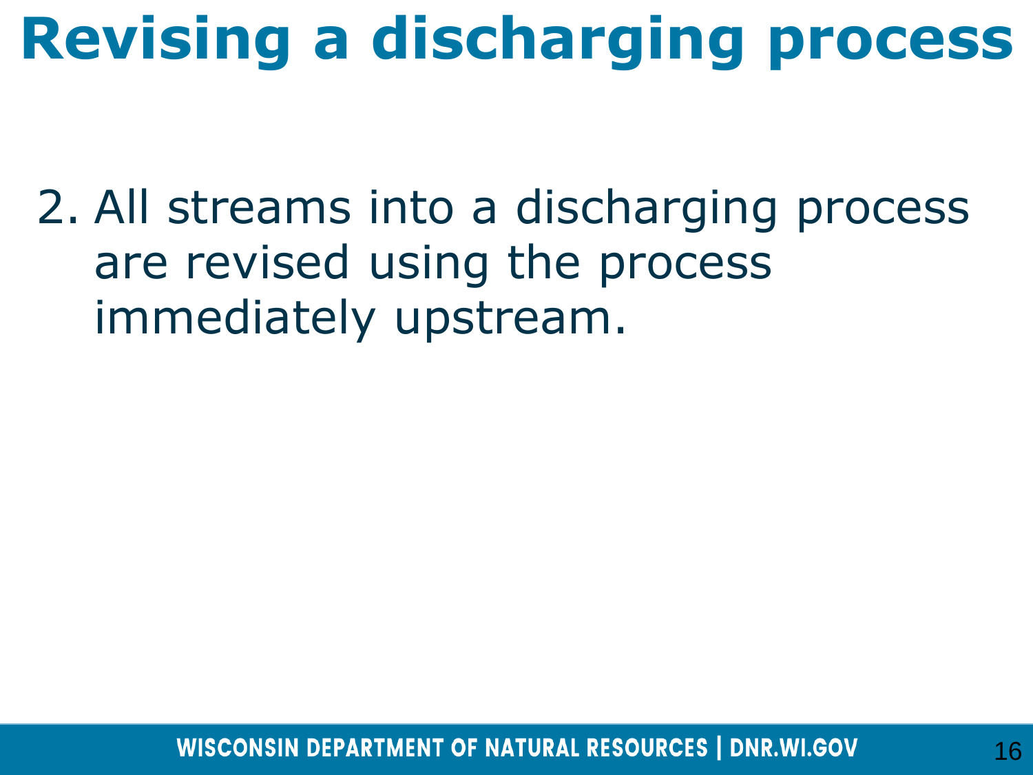# Revising a discharging process

2. All streams into a discharging process are revised using the process immediately upstream.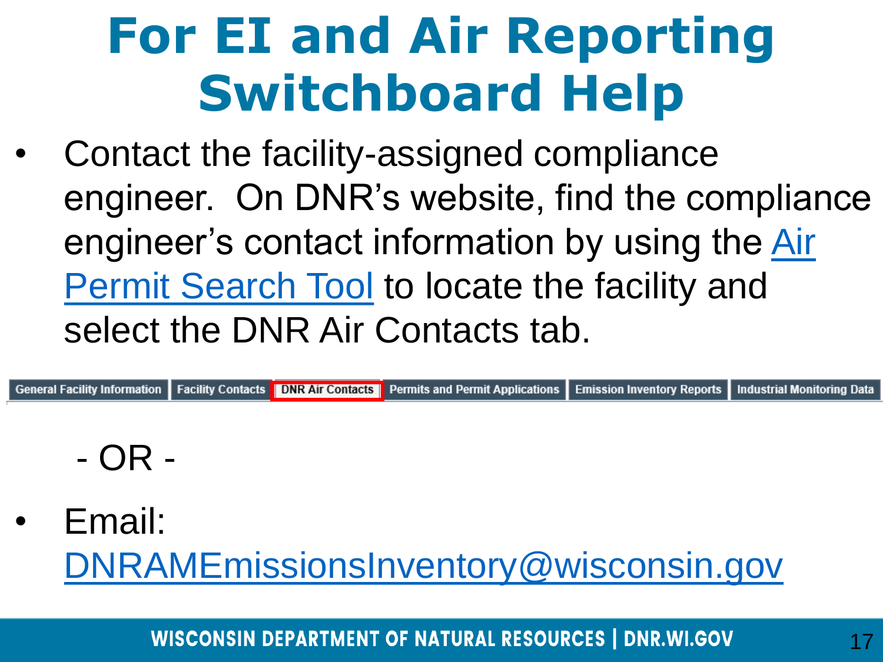# For EI and Air Reporting Switchboard Help

- Contact the facility-assigned compliance engineer. On DNR's website, find the compliance engineer's contact information by using the Air Permit Search Tool to locate the facility and select the DNR Air Contacts tab.

General Facility Information | Facility Contacts | DNR Air Contacts | Permits and Permit Applications | Emission Inventory Reports | Industrial Monitoring Data

\- OR -

- Email: DNRAMEmissionsInventory@wisconsin.gov

WISCONSIN DEPARTMENT OF NATURAL RESOURCES | DNR.WI.GOV